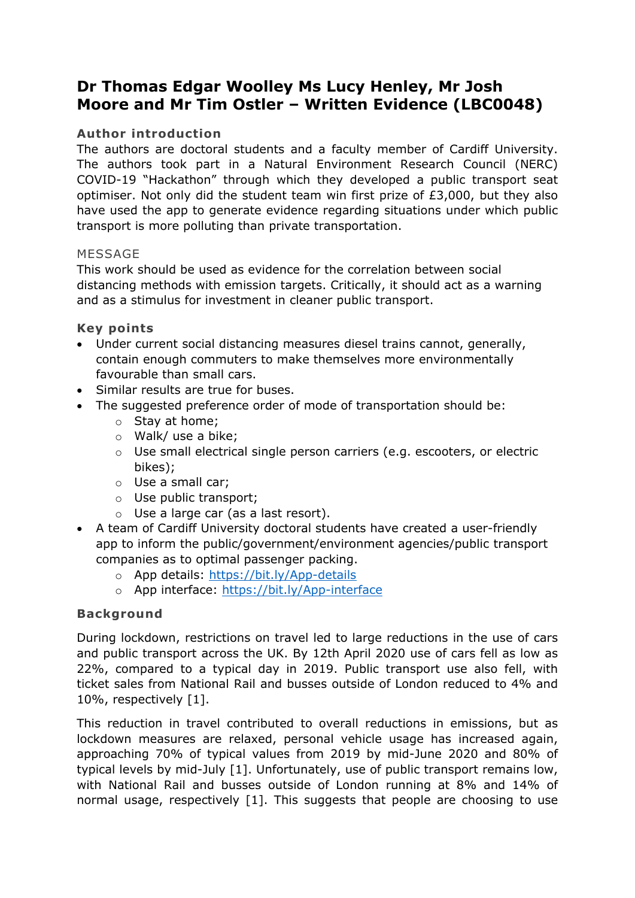# Dr Thomas Edgar Woolley Ms Lucy Henley, Mr Josh Moore and Mr Tim Ostler – Written Evidence (LBC0048)

### Author introduction

The authors are doctoral students and a faculty member of Cardiff University. The authors took part in a Natural Environment Research Council (NERC) COVID-19 "Hackathon" through which they developed a public transport seat optimiser. Not only did the student team win first prize of £3,000, but they also have used the app to generate evidence regarding situations under which public transport is more polluting than private transportation.

### MESSAGE

This work should be used as evidence for the correlation between social distancing methods with emission targets. Critically, it should act as a warning and as a stimulus for investment in cleaner public transport.

### Key points

- Under current social distancing measures diesel trains cannot, generally, contain enough commuters to make themselves more environmentally favourable than small cars.
- Similar results are true for buses.
- The suggested preference order of mode of transportation should be:
  - Stay at home;
  - Walk/ use a bike;
  - Use small electrical single person carriers (e.g. escooters, or electric bikes);
  - Use a small car;
  - Use public transport;
  - Use a large car (as a last resort).
- A team of Cardiff University doctoral students have created a user-friendly app to inform the public/government/environment agencies/public transport companies as to optimal passenger packing.
  - App details: [https://bit.ly/App-details](https://bit.ly/App-details)
  - App interface: [https://bit.ly/App-interface](https://bit.ly/App-interface)

### Background

During lockdown, restrictions on travel led to large reductions in the use of cars and public transport across the UK. By 12th April 2020 use of cars fell as low as 22%, compared to a typical day in 2019. Public transport use also fell, with ticket sales from National Rail and busses outside of London reduced to 4% and 10%, respectively [1].

This reduction in travel contributed to overall reductions in emissions, but as lockdown measures are relaxed, personal vehicle usage has increased again, approaching 70% of typical values from 2019 by mid-June 2020 and 80% of typical levels by mid-July [1]. Unfortunately, use of public transport remains low, with National Rail and busses outside of London running at 8% and 14% of normal usage, respectively [1]. This suggests that people are choosing to use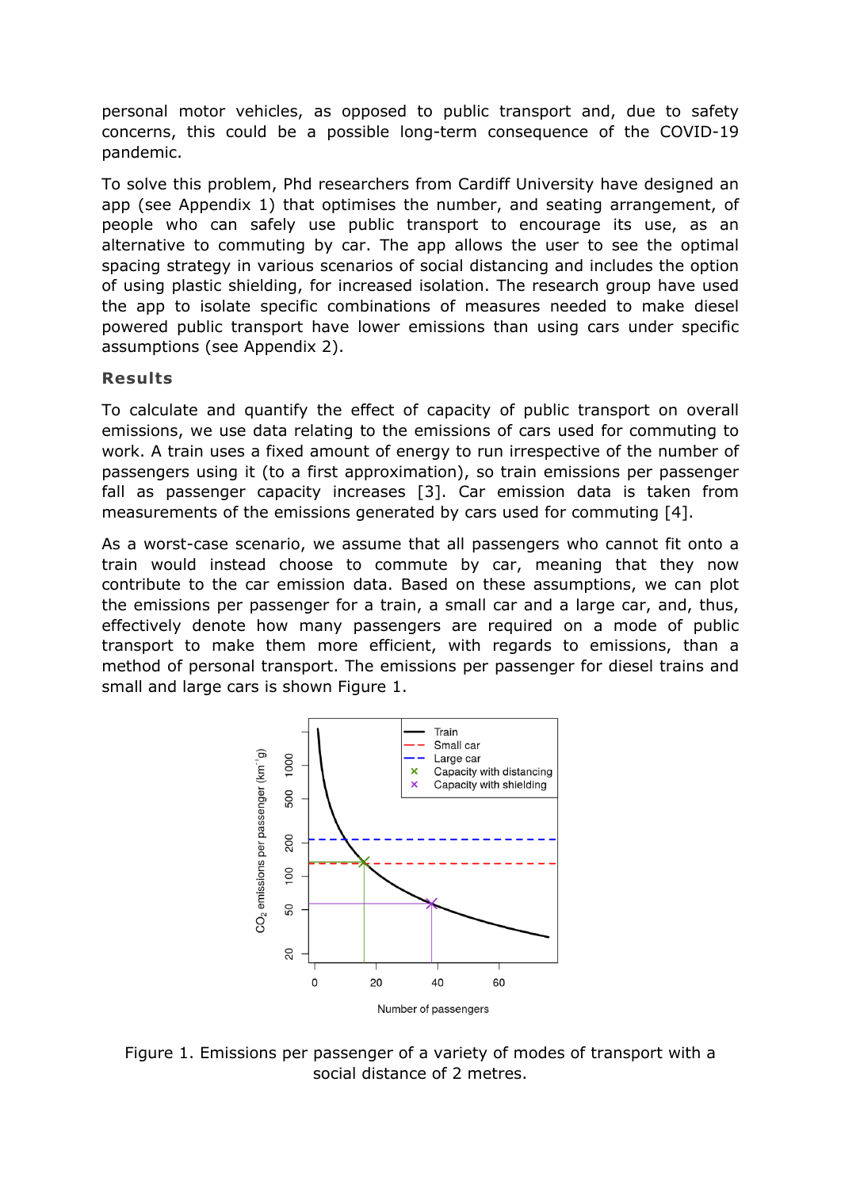personal motor vehicles, as opposed to public transport and, due to safety concerns, this could be a possible long-term consequence of the COVID-19 pandemic.

To solve this problem, Phd researchers from Cardiff University have designed an app (see Appendix 1) that optimises the number, and seating arrangement, of people who can safely use public transport to encourage its use, as an alternative to commuting by car. The app allows the user to see the optimal spacing strategy in various scenarios of social distancing and includes the option of using plastic shielding, for increased isolation. The research group have used the app to isolate specific combinations of measures needed to make diesel powered public transport have lower emissions than using cars under specific assumptions (see Appendix 2).

## Results

To calculate and quantify the effect of capacity of public transport on overall emissions, we use data relating to the emissions of cars used for commuting to work. A train uses a fixed amount of energy to run irrespective of the number of passengers using it (to a first approximation), so train emissions per passenger fall as passenger capacity increases [3]. Car emission data is taken from measurements of the emissions generated by cars used for commuting [4].

As a worst-case scenario, we assume that all passengers who cannot fit onto a train would instead choose to commute by car, meaning that they now contribute to the car emission data. Based on these assumptions, we can plot the emissions per passenger for a train, a small car and a large car, and, thus, effectively denote how many passengers are required on a mode of public transport to make them more efficient, with regards to emissions, than a method of personal transport. The emissions per passenger for diesel trains and small and large cars is shown Figure 1.

Figure 1. Emissions per passenger of a variety of modes of transport with a social distance of 2 metres.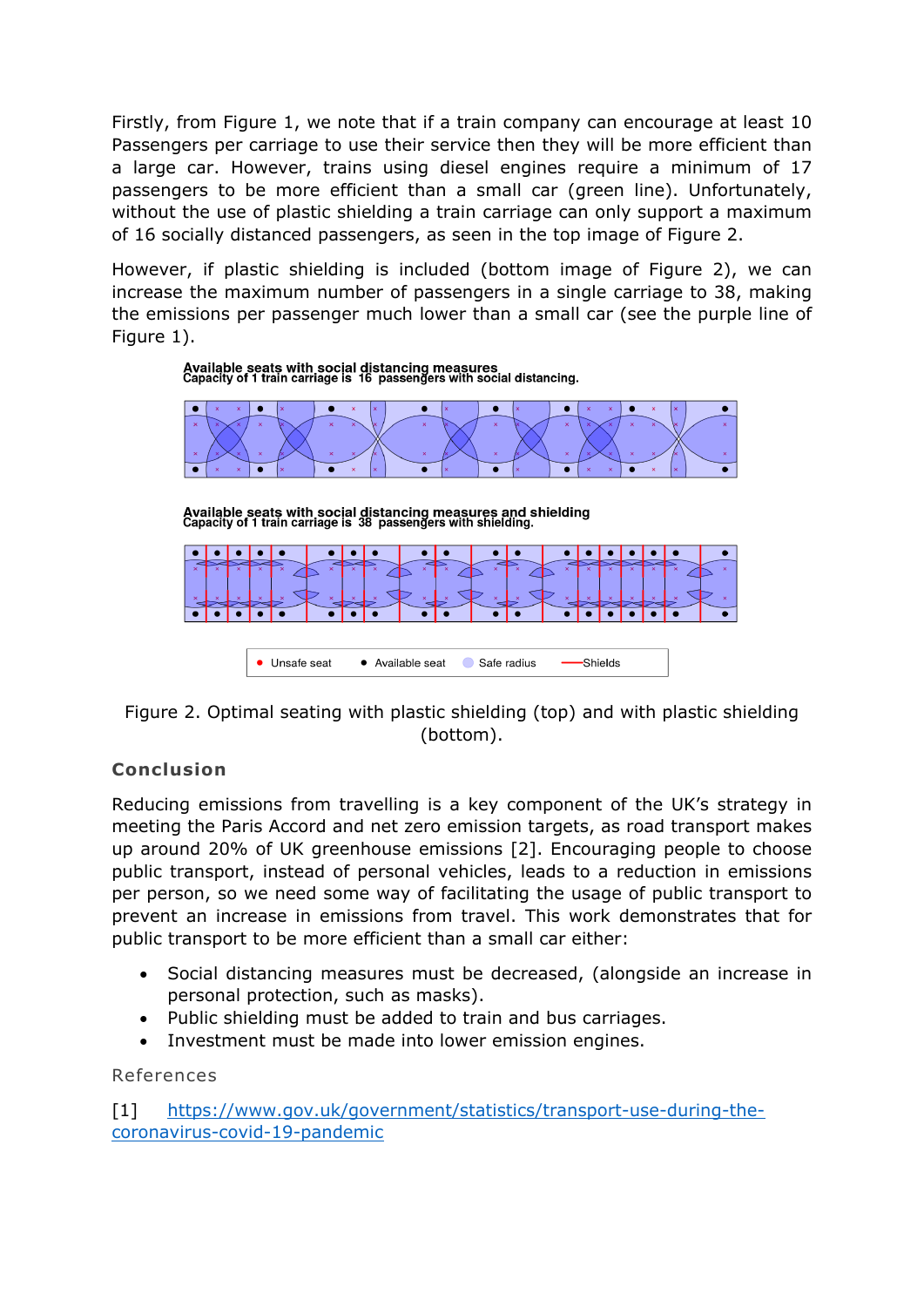Firstly, from Figure 1, we note that if a train company can encourage at least 10 Passengers per carriage to use their service then they will be more efficient than a large car. However, trains using diesel engines require a minimum of 17 passengers to be more efficient than a small car (green line). Unfortunately, without the use of plastic shielding a train carriage can only support a maximum of 16 socially distanced passengers, as seen in the top image of Figure 2.

However, if plastic shielding is included (bottom image of Figure 2), we can increase the maximum number of passengers in a single carriage to 38, making the emissions per passenger much lower than a small car (see the purple line of Figure 1).

Available seats with social distancing measures
Capacity of 1 train carriage is 16 passengers with social distancing.

Available seats with social distancing measures and shielding
Capacity of 1 train carriage is 38 passengers with shielding.

Unsafe seat · Available seat · Safe radius · Shields

Figure 2. Optimal seating with plastic shielding (top) and with plastic shielding (bottom).

## Conclusion

Reducing emissions from travelling is a key component of the UK's strategy in meeting the Paris Accord and net zero emission targets, as road transport makes up around 20% of UK greenhouse emissions [2]. Encouraging people to choose public transport, instead of personal vehicles, leads to a reduction in emissions per person, so we need some way of facilitating the usage of public transport to prevent an increase in emissions from travel. This work demonstrates that for public transport to be more efficient than a small car either:

- Social distancing measures must be decreased, (alongside an increase in personal protection, such as masks).
- Public shielding must be added to train and bus carriages.
- Investment must be made into lower emission engines.

### References

[1] https://www.gov.uk/government/statistics/transport-use-during-the-coronavirus-covid-19-pandemic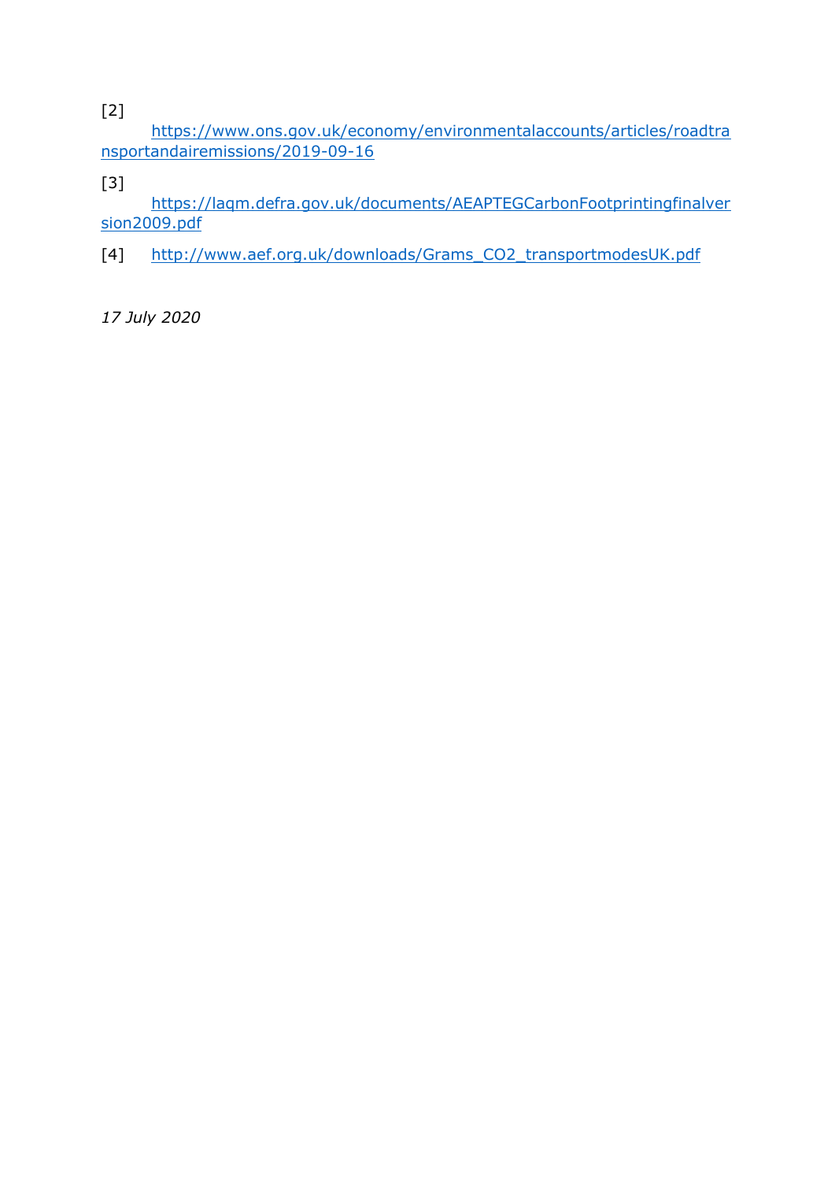[2] https://www.ons.gov.uk/economy/environmentalaccounts/articles/roadtransportandairemissions/2019-09-16

[3] https://laqm.defra.gov.uk/documents/AEAPTEGCarbonFootprintingfinalversion2009.pdf

[4] http://www.aef.org.uk/downloads/Grams_CO2_transportmodesUK.pdf

*17 July 2020*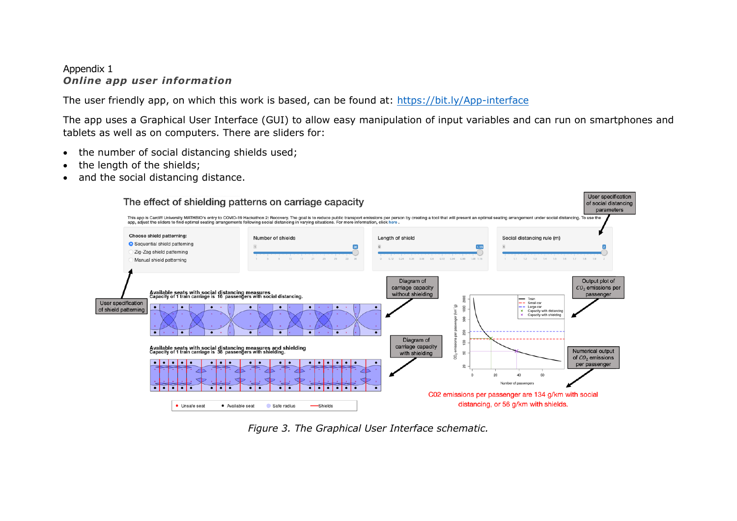Appendix 1

***Online app user information***

The user friendly app, on which this work is based, can be found at: [https://bit.ly/App-interface](https://bit.ly/App-interface)

The app uses a Graphical User Interface (GUI) to allow easy manipulation of input variables and can run on smartphones and tablets as well as on computers. There are sliders for:

- the number of social distancing shields used;
- the length of the shields;
- and the social distancing distance.

*Figure 3. The Graphical User Interface schematic.*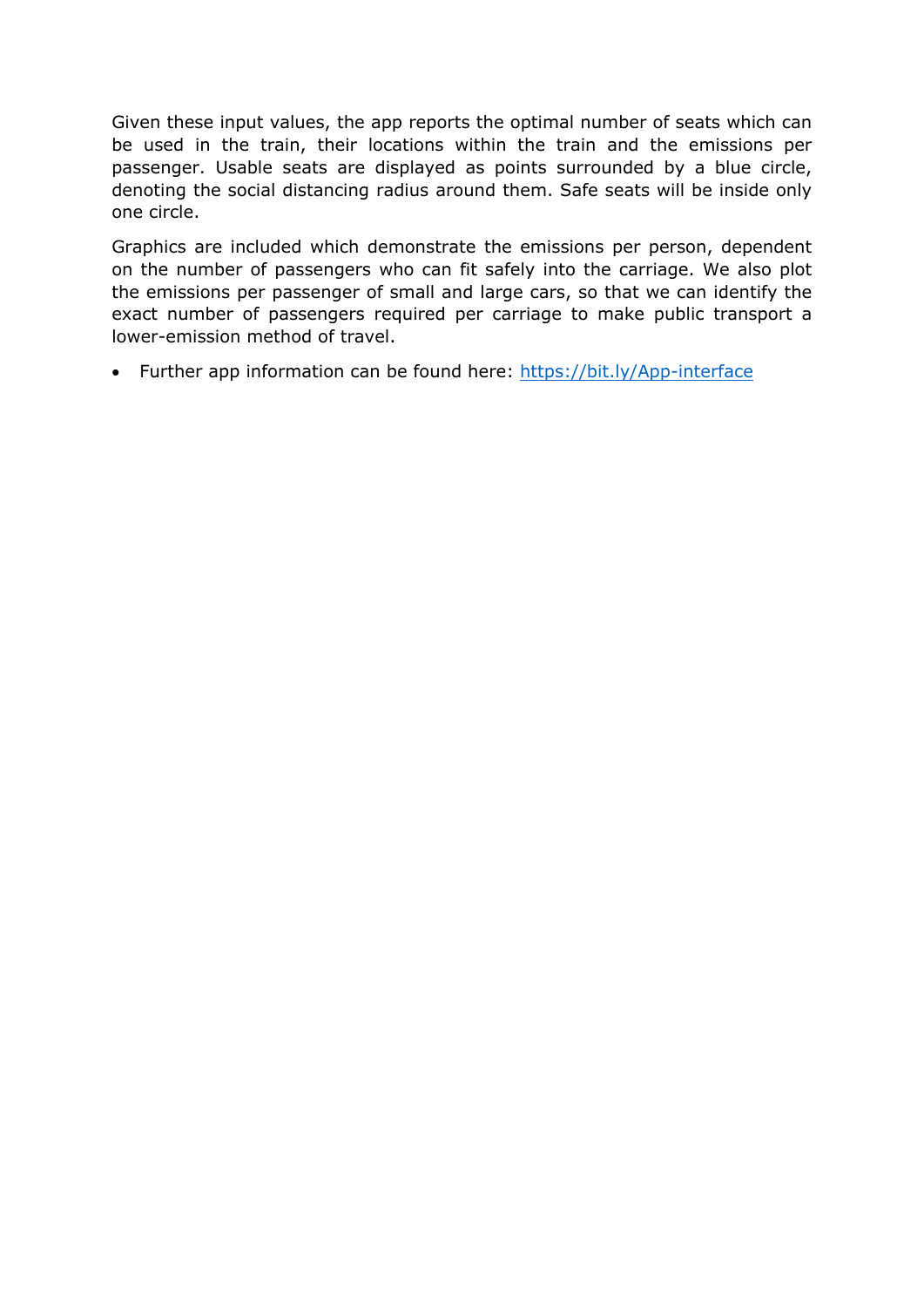Given these input values, the app reports the optimal number of seats which can be used in the train, their locations within the train and the emissions per passenger. Usable seats are displayed as points surrounded by a blue circle, denoting the social distancing radius around them. Safe seats will be inside only one circle.

Graphics are included which demonstrate the emissions per person, dependent on the number of passengers who can fit safely into the carriage. We also plot the emissions per passenger of small and large cars, so that we can identify the exact number of passengers required per carriage to make public transport a lower-emission method of travel.

- Further app information can be found here: https://bit.ly/App-interface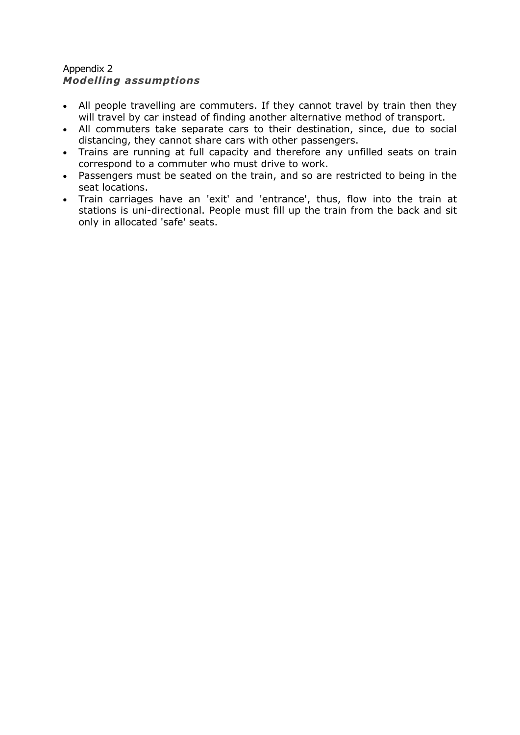Appendix 2

***Modelling assumptions***

- All people travelling are commuters. If they cannot travel by train then they will travel by car instead of finding another alternative method of transport.
- All commuters take separate cars to their destination, since, due to social distancing, they cannot share cars with other passengers.
- Trains are running at full capacity and therefore any unfilled seats on train correspond to a commuter who must drive to work.
- Passengers must be seated on the train, and so are restricted to being in the seat locations.
- Train carriages have an 'exit' and 'entrance', thus, flow into the train at stations is uni-directional. People must fill up the train from the back and sit only in allocated 'safe' seats.